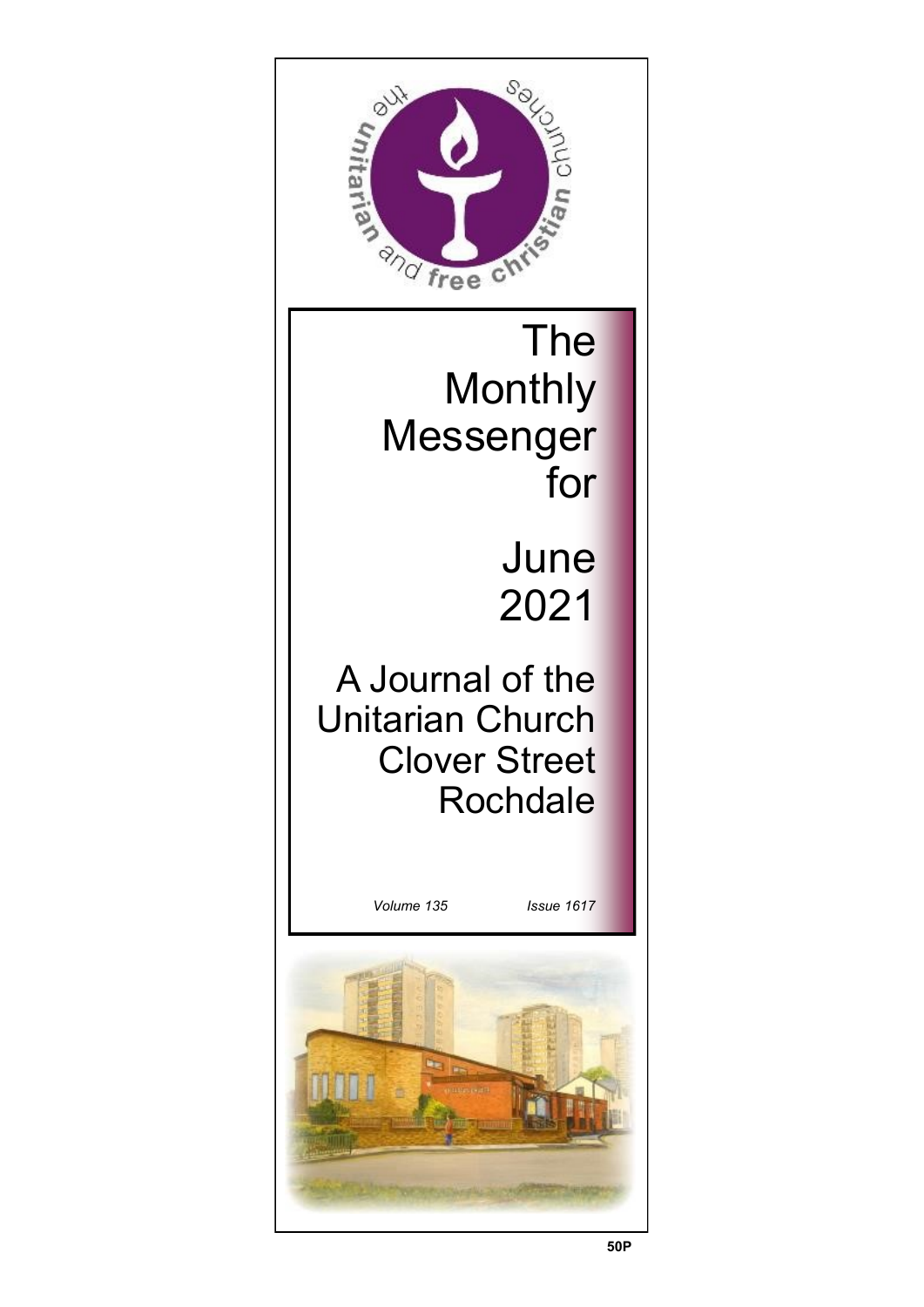# The Monthly Messenger for

## June 2021

### A Journal of the Unitarian Church Clover Street Rochdale

*Volume 135* *Issue 1617*

**50P**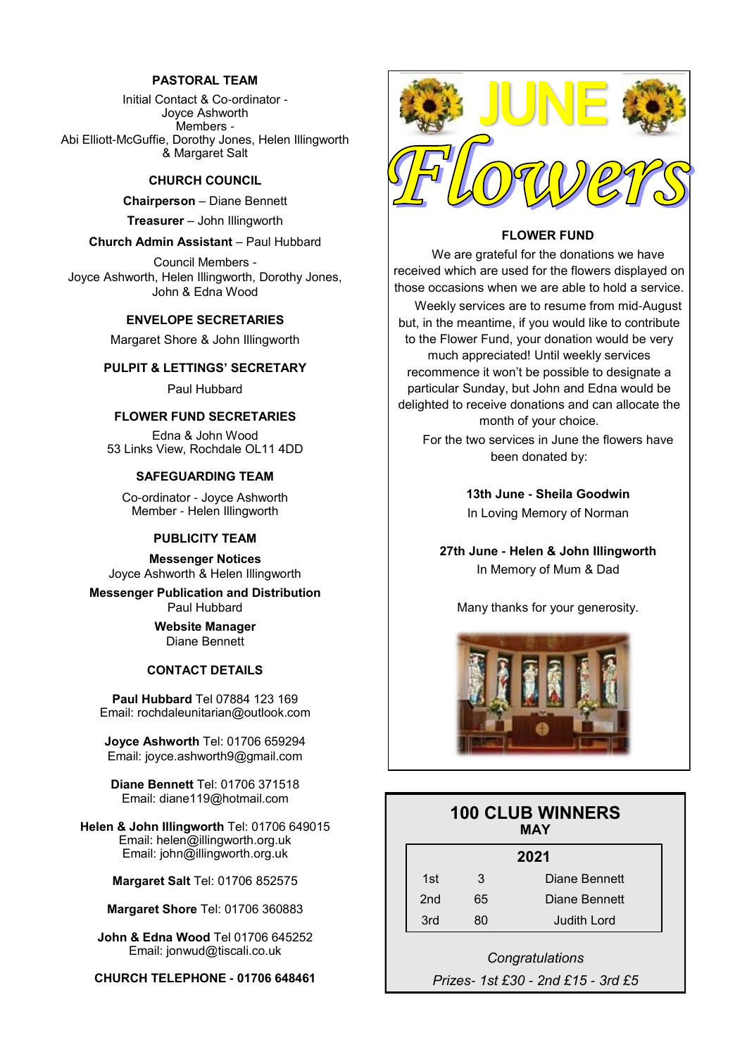## PASTORAL TEAM

Initial Contact & Co-ordinator -
Joyce Ashworth
Members -
Abi Elliott-McGuffie, Dorothy Jones, Helen Illingworth & Margaret Salt

## CHURCH COUNCIL

**Chairperson** – Diane Bennett

**Treasurer** – John Illingworth

**Church Admin Assistant** – Paul Hubbard

Council Members -
Joyce Ashworth, Helen Illingworth, Dorothy Jones, John & Edna Wood

## ENVELOPE SECRETARIES

Margaret Shore & John Illingworth

## PULPIT & LETTINGS' SECRETARY

Paul Hubbard

## FLOWER FUND SECRETARIES

Edna & John Wood
53 Links View, Rochdale OL11 4DD

## SAFEGUARDING TEAM

Co-ordinator - Joyce Ashworth
Member - Helen Illingworth

## PUBLICITY TEAM

**Messenger Notices**
Joyce Ashworth & Helen Illingworth

**Messenger Publication and Distribution**
Paul Hubbard

**Website Manager**
Diane Bennett

## CONTACT DETAILS

**Paul Hubbard** Tel 07884 123 169
Email: rochdaleunitarian@outlook.com

**Joyce Ashworth** Tel: 01706 659294
Email: joyce.ashworth9@gmail.com

**Diane Bennett** Tel: 01706 371518
Email: diane119@hotmail.com

**Helen & John Illingworth** Tel: 01706 649015
Email: helen@illingworth.org.uk
Email: john@illingworth.org.uk

**Margaret Salt** Tel: 01706 852575

**Margaret Shore** Tel: 01706 360883

**John & Edna Wood** Tel 01706 645252
Email: jonwud@tiscali.co.uk

**CHURCH TELEPHONE - 01706 648461**

# JUNE Flowers

## FLOWER FUND

We are grateful for the donations we have received which are used for the flowers displayed on those occasions when we are able to hold a service.

Weekly services are to resume from mid-August but, in the meantime, if you would like to contribute to the Flower Fund, your donation would be very much appreciated! Until weekly services recommence it won't be possible to designate a particular Sunday, but John and Edna would be delighted to receive donations and can allocate the month of your choice.

For the two services in June the flowers have been donated by:

**13th June - Sheila Goodwin**
In Loving Memory of Norman

**27th June - Helen & John Illingworth**
In Memory of Mum & Dad

Many thanks for your generosity.

## 100 CLUB WINNERS
### MAY

| 2021 | | |
|---|---|---|
| 1st | 3 | Diane Bennett |
| 2nd | 65 | Diane Bennett |
| 3rd | 80 | Judith Lord |

*Congratulations*

*Prizes- 1st £30 - 2nd £15 - 3rd £5*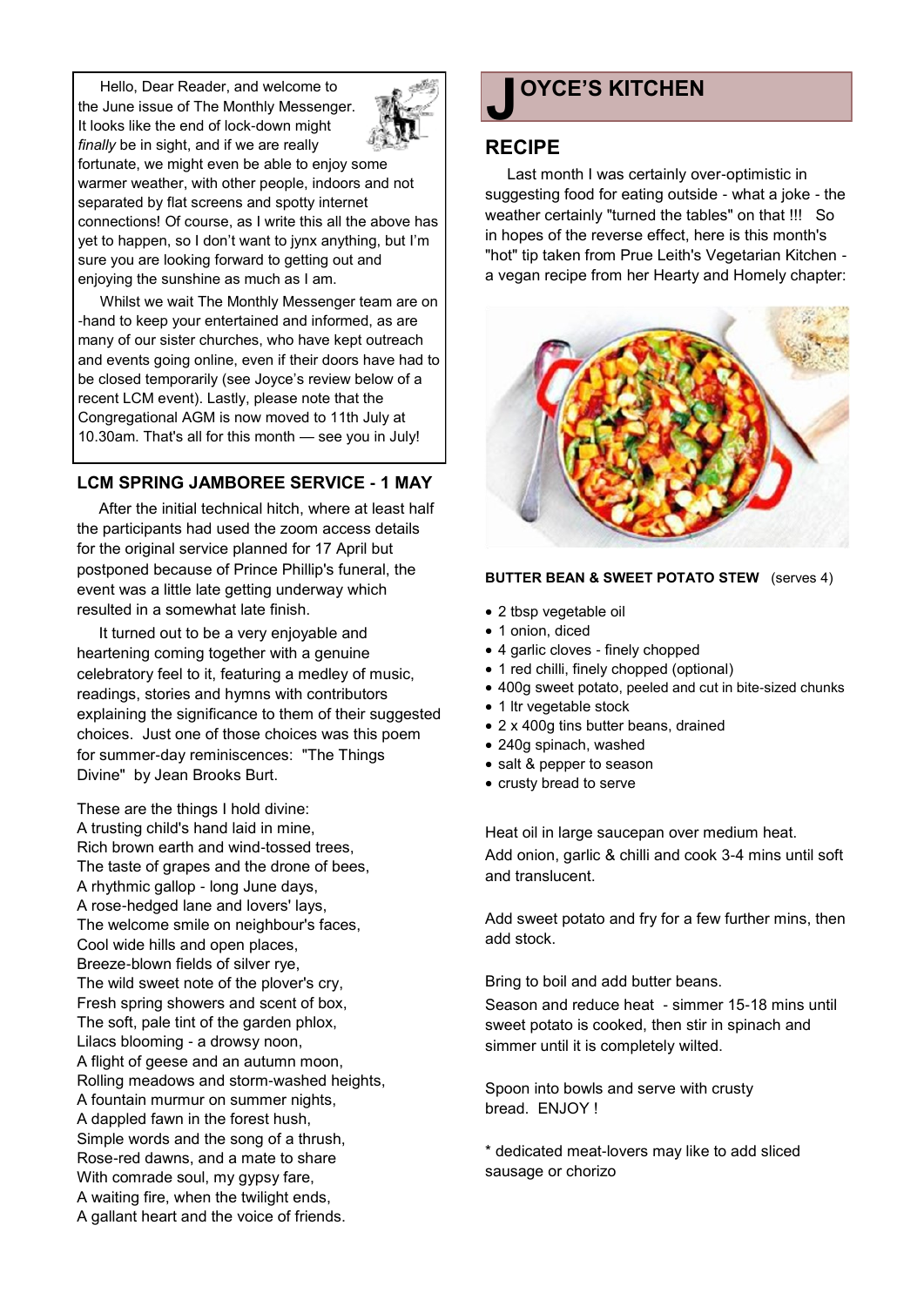Hello, Dear Reader, and welcome to the June issue of The Monthly Messenger. It looks like the end of lock-down might *finally* be in sight, and if we are really fortunate, we might even be able to enjoy some warmer weather, with other people, indoors and not separated by flat screens and spotty internet connections! Of course, as I write this all the above has yet to happen, so I don't want to jynx anything, but I'm sure you are looking forward to getting out and enjoying the sunshine as much as I am.

Whilst we wait The Monthly Messenger team are on -hand to keep your entertained and informed, as are many of our sister churches, who have kept outreach and events going online, even if their doors have had to be closed temporarily (see Joyce's review below of a recent LCM event). Lastly, please note that the Congregational AGM is now moved to 11th July at 10.30am. That's all for this month — see you in July!

## LCM SPRING JAMBOREE SERVICE - 1 MAY

After the initial technical hitch, where at least half the participants had used the zoom access details for the original service planned for 17 April but postponed because of Prince Phillip's funeral, the event was a little late getting underway which resulted in a somewhat late finish.

It turned out to be a very enjoyable and heartening coming together with a genuine celebratory feel to it, featuring a medley of music, readings, stories and hymns with contributors explaining the significance to them of their suggested choices. Just one of those choices was this poem for summer-day reminiscences: "The Things Divine" by Jean Brooks Burt.

These are the things I hold divine:
A trusting child's hand laid in mine,
Rich brown earth and wind-tossed trees,
The taste of grapes and the drone of bees,
A rhythmic gallop - long June days,
A rose-hedged lane and lovers' lays,
The welcome smile on neighbour's faces,
Cool wide hills and open places,
Breeze-blown fields of silver rye,
The wild sweet note of the plover's cry,
Fresh spring showers and scent of box,
The soft, pale tint of the garden phlox,
Lilacs blooming - a drowsy noon,
A flight of geese and an autumn moon,
Rolling meadows and storm-washed heights,
A fountain murmur on summer nights,
A dappled fawn in the forest hush,
Simple words and the song of a thrush,
Rose-red dawns, and a mate to share
With comrade soul, my gypsy fare,
A waiting fire, when the twilight ends,
A gallant heart and the voice of friends.

# JOYCE'S KITCHEN

## RECIPE

Last month I was certainly over-optimistic in suggesting food for eating outside - what a joke - the weather certainly "turned the tables" on that !!! So in hopes of the reverse effect, here is this month's "hot" tip taken from Prue Leith's Vegetarian Kitchen - a vegan recipe from her Hearty and Homely chapter:

**BUTTER BEAN & SWEET POTATO STEW** (serves 4)

- 2 tbsp vegetable oil
- 1 onion, diced
- 4 garlic cloves - finely chopped
- 1 red chilli, finely chopped (optional)
- 400g sweet potato, peeled and cut in bite-sized chunks
- 1 ltr vegetable stock
- 2 x 400g tins butter beans, drained
- 240g spinach, washed
- salt & pepper to season
- crusty bread to serve

Heat oil in large saucepan over medium heat.
Add onion, garlic & chilli and cook 3-4 mins until soft and translucent.

Add sweet potato and fry for a few further mins, then add stock.

Bring to boil and add butter beans.
Season and reduce heat - simmer 15-18 mins until sweet potato is cooked, then stir in spinach and simmer until it is completely wilted.

Spoon into bowls and serve with crusty bread. ENJOY !

* dedicated meat-lovers may like to add sliced sausage or chorizo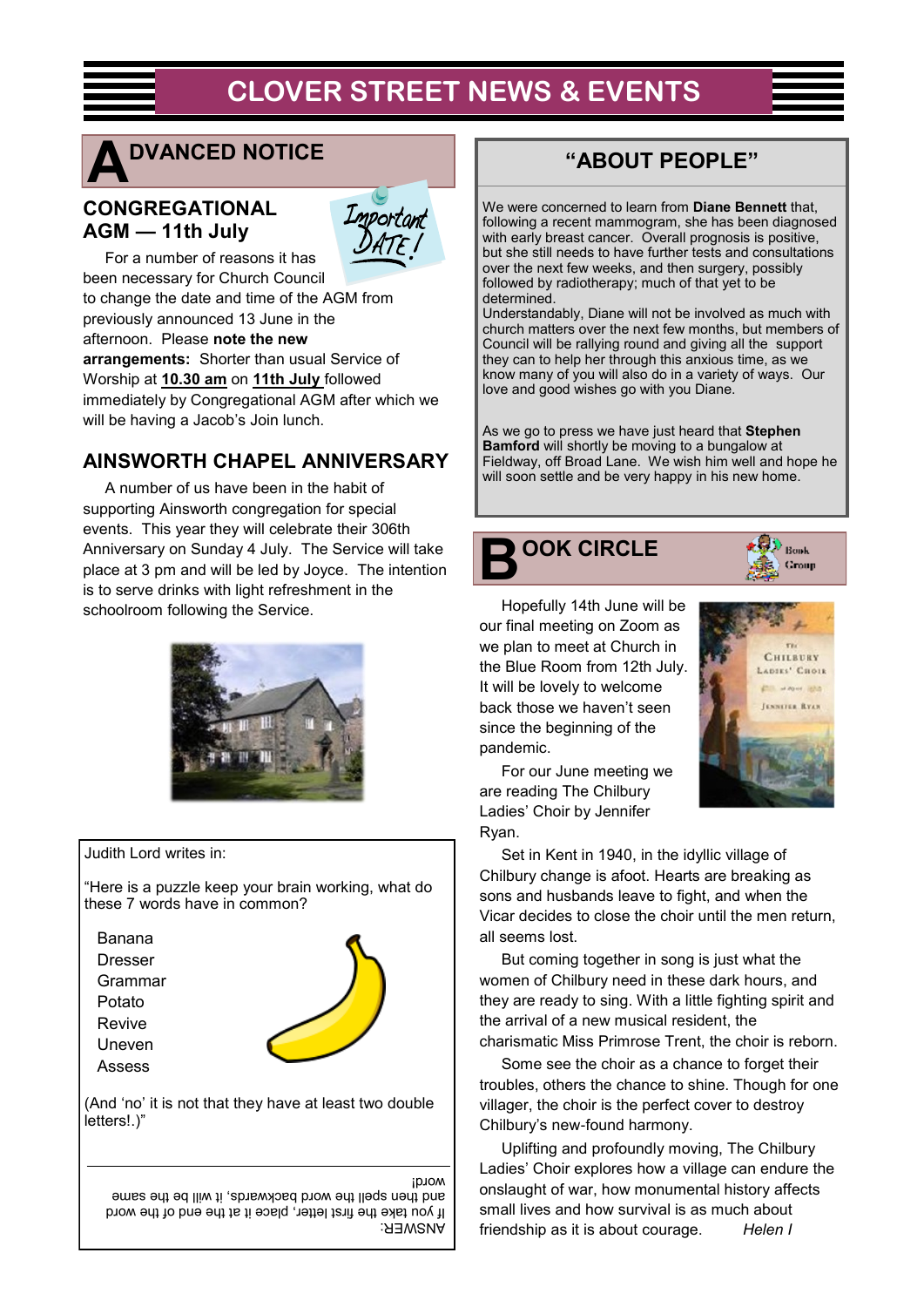# CLOVER STREET NEWS & EVENTS

## ADVANCED NOTICE

### CONGREGATIONAL AGM — 11th July

Important DATE!

For a number of reasons it has been necessary for Church Council to change the date and time of the AGM from previously announced 13 June in the afternoon. Please **note the new arrangements:** Shorter than usual Service of Worship at **10.30 am** on **11th July** followed immediately by Congregational AGM after which we will be having a Jacob's Join lunch.

### AINSWORTH CHAPEL ANNIVERSARY

A number of us have been in the habit of supporting Ainsworth congregation for special events. This year they will celebrate their 306th Anniversary on Sunday 4 July. The Service will take place at 3 pm and will be led by Joyce. The intention is to serve drinks with light refreshment in the schoolroom following the Service.

Judith Lord writes in:

"Here is a puzzle keep your brain working, what do these 7 words have in common?

- Banana
- Dresser
- Grammar
- Potato
- Revive
- Uneven
- Assess

(And 'no' it is not that they have at least two double letters!.)"

ANSWER: If you take the first letter, place it at the end of the word and then spell the word backwards, it will be the same word!

## "ABOUT PEOPLE"

We were concerned to learn from **Diane Bennett** that, following a recent mammogram, she has been diagnosed with early breast cancer. Overall prognosis is positive, but she still needs to have further tests and consultations over the next few weeks, and then surgery, possibly followed by radiotherapy; much of that yet to be determined.

Understandably, Diane will not be involved as much with church matters over the next few months, but members of Council will be rallying round and giving all the support they can to help her through this anxious time, as we know many of you will also do in a variety of ways. Our love and good wishes go with you Diane.

As we go to press we have just heard that **Stephen Bamford** will shortly be moving to a bungalow at Fieldway, off Broad Lane. We wish him well and hope he will soon settle and be very happy in his new home.

## BOOK CIRCLE

Hopefully 14th June will be our final meeting on Zoom as we plan to meet at Church in the Blue Room from 12th July. It will be lovely to welcome back those we haven't seen since the beginning of the pandemic.

For our June meeting we are reading The Chilbury Ladies' Choir by Jennifer Ryan.

Set in Kent in 1940, in the idyllic village of Chilbury change is afoot. Hearts are breaking as sons and husbands leave to fight, and when the Vicar decides to close the choir until the men return, all seems lost.

But coming together in song is just what the women of Chilbury need in these dark hours, and they are ready to sing. With a little fighting spirit and the arrival of a new musical resident, the charismatic Miss Primrose Trent, the choir is reborn.

Some see the choir as a chance to forget their troubles, others the chance to shine. Though for one villager, the choir is the perfect cover to destroy Chilbury's new-found harmony.

Uplifting and profoundly moving, The Chilbury Ladies' Choir explores how a village can endure the onslaught of war, how monumental history affects small lives and how survival is as much about friendship as it is about courage. *Helen I*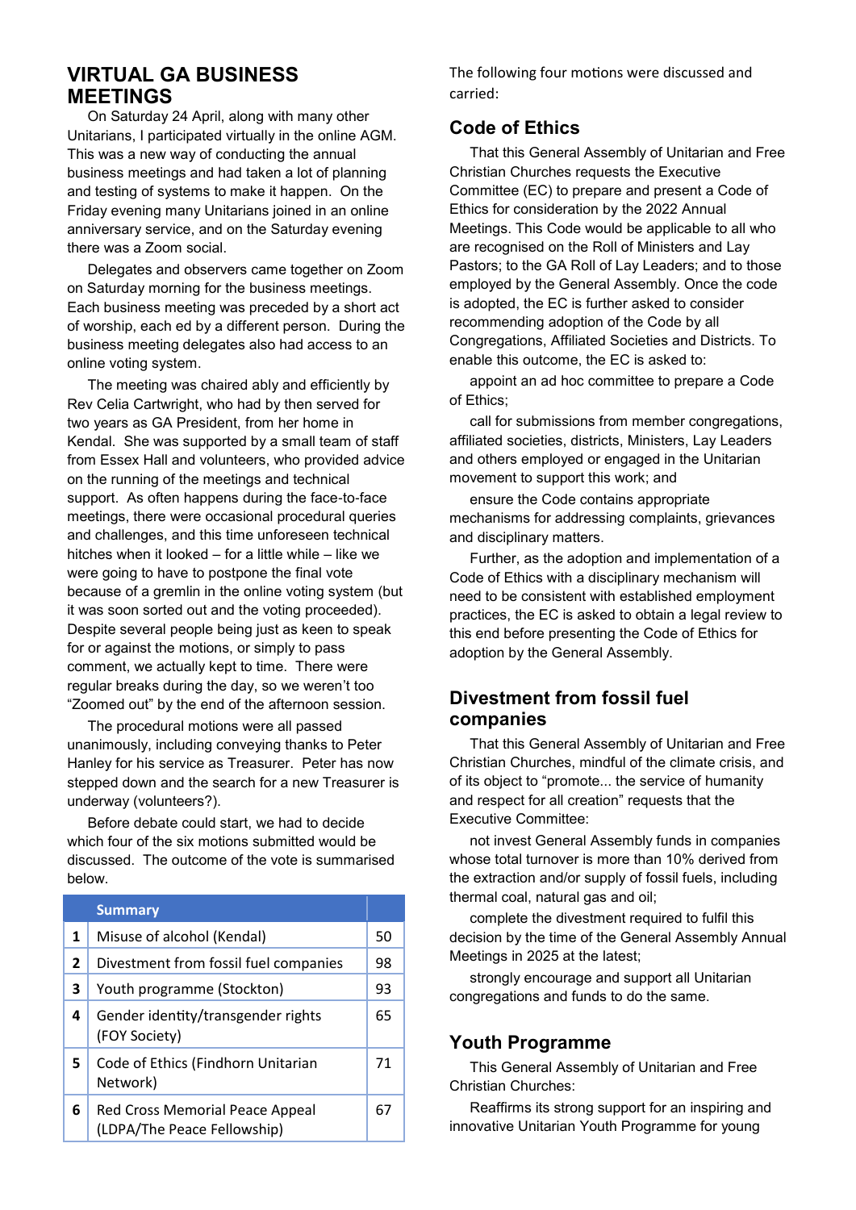## VIRTUAL GA BUSINESS MEETINGS

On Saturday 24 April, along with many other Unitarians, I participated virtually in the online AGM. This was a new way of conducting the annual business meetings and had taken a lot of planning and testing of systems to make it happen. On the Friday evening many Unitarians joined in an online anniversary service, and on the Saturday evening there was a Zoom social.

Delegates and observers came together on Zoom on Saturday morning for the business meetings. Each business meeting was preceded by a short act of worship, each ed by a different person. During the business meeting delegates also had access to an online voting system.

The meeting was chaired ably and efficiently by Rev Celia Cartwright, who had by then served for two years as GA President, from her home in Kendal. She was supported by a small team of staff from Essex Hall and volunteers, who provided advice on the running of the meetings and technical support. As often happens during the face-to-face meetings, there were occasional procedural queries and challenges, and this time unforeseen technical hitches when it looked – for a little while – like we were going to have to postpone the final vote because of a gremlin in the online voting system (but it was soon sorted out and the voting proceeded). Despite several people being just as keen to speak for or against the motions, or simply to pass comment, we actually kept to time. There were regular breaks during the day, so we weren't too "Zoomed out" by the end of the afternoon session.

The procedural motions were all passed unanimously, including conveying thanks to Peter Hanley for his service as Treasurer. Peter has now stepped down and the search for a new Treasurer is underway (volunteers?).

Before debate could start, we had to decide which four of the six motions submitted would be discussed. The outcome of the vote is summarised below.

| | Summary | |
|---|---|---|
| 1 | Misuse of alcohol (Kendal) | 50 |
| 2 | Divestment from fossil fuel companies | 98 |
| 3 | Youth programme (Stockton) | 93 |
| 4 | Gender identity/transgender rights (FOY Society) | 65 |
| 5 | Code of Ethics (Findhorn Unitarian Network) | 71 |
| 6 | Red Cross Memorial Peace Appeal (LDPA/The Peace Fellowship) | 67 |

The following four motions were discussed and carried:

### Code of Ethics

That this General Assembly of Unitarian and Free Christian Churches requests the Executive Committee (EC) to prepare and present a Code of Ethics for consideration by the 2022 Annual Meetings. This Code would be applicable to all who are recognised on the Roll of Ministers and Lay Pastors; to the GA Roll of Lay Leaders; and to those employed by the General Assembly. Once the code is adopted, the EC is further asked to consider recommending adoption of the Code by all Congregations, Affiliated Societies and Districts. To enable this outcome, the EC is asked to:

appoint an ad hoc committee to prepare a Code of Ethics;

call for submissions from member congregations, affiliated societies, districts, Ministers, Lay Leaders and others employed or engaged in the Unitarian movement to support this work; and

ensure the Code contains appropriate mechanisms for addressing complaints, grievances and disciplinary matters.

Further, as the adoption and implementation of a Code of Ethics with a disciplinary mechanism will need to be consistent with established employment practices, the EC is asked to obtain a legal review to this end before presenting the Code of Ethics for adoption by the General Assembly.

### Divestment from fossil fuel companies

That this General Assembly of Unitarian and Free Christian Churches, mindful of the climate crisis, and of its object to "promote... the service of humanity and respect for all creation" requests that the Executive Committee:

not invest General Assembly funds in companies whose total turnover is more than 10% derived from the extraction and/or supply of fossil fuels, including thermal coal, natural gas and oil;

complete the divestment required to fulfil this decision by the time of the General Assembly Annual Meetings in 2025 at the latest;

strongly encourage and support all Unitarian congregations and funds to do the same.

### Youth Programme

This General Assembly of Unitarian and Free Christian Churches:

Reaffirms its strong support for an inspiring and innovative Unitarian Youth Programme for young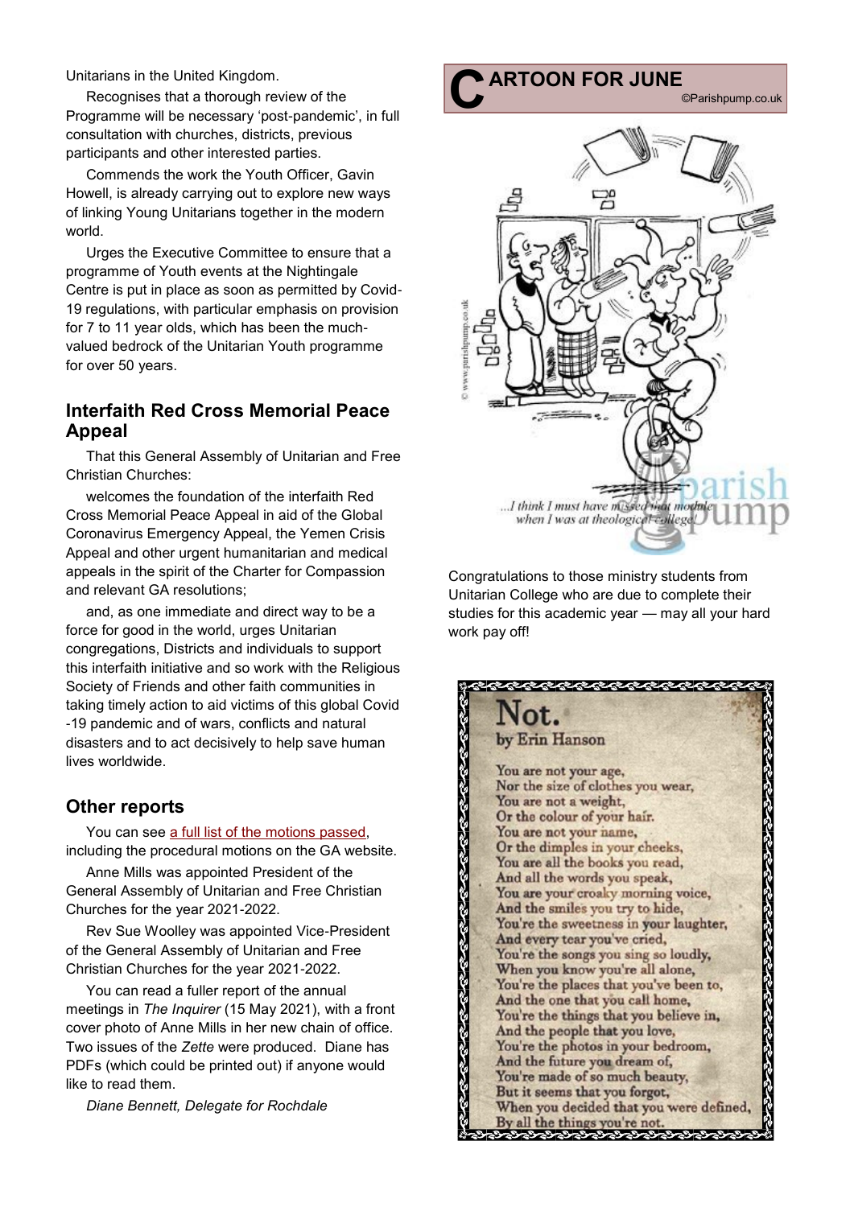Unitarians in the United Kingdom.

Recognises that a thorough review of the Programme will be necessary 'post-pandemic', in full consultation with churches, districts, previous participants and other interested parties.

Commends the work the Youth Officer, Gavin Howell, is already carrying out to explore new ways of linking Young Unitarians together in the modern world.

Urges the Executive Committee to ensure that a programme of Youth events at the Nightingale Centre is put in place as soon as permitted by Covid-19 regulations, with particular emphasis on provision for 7 to 11 year olds, which has been the much-valued bedrock of the Unitarian Youth programme for over 50 years.

## Interfaith Red Cross Memorial Peace Appeal

That this General Assembly of Unitarian and Free Christian Churches:

welcomes the foundation of the interfaith Red Cross Memorial Peace Appeal in aid of the Global Coronavirus Emergency Appeal, the Yemen Crisis Appeal and other urgent humanitarian and medical appeals in the spirit of the Charter for Compassion and relevant GA resolutions;

and, as one immediate and direct way to be a force for good in the world, urges Unitarian congregations, Districts and individuals to support this interfaith initiative and so work with the Religious Society of Friends and other faith communities in taking timely action to aid victims of this global Covid-19 pandemic and of wars, conflicts and natural disasters and to act decisively to help save human lives worldwide.

## Other reports

You can see a full list of the motions passed, including the procedural motions on the GA website.

Anne Mills was appointed President of the General Assembly of Unitarian and Free Christian Churches for the year 2021-2022.

Rev Sue Woolley was appointed Vice-President of the General Assembly of Unitarian and Free Christian Churches for the year 2021-2022.

You can read a fuller report of the annual meetings in *The Inquirer* (15 May 2021), with a front cover photo of Anne Mills in her new chain of office. Two issues of the *Zette* were produced. Diane has PDFs (which could be printed out) if anyone would like to read them.

*Diane Bennett, Delegate for Rochdale*

## CARTOON FOR JUNE

©Parishpump.co.uk

*...I think I must have missed that module when I was at theological college!*

Congratulations to those ministry students from Unitarian College who are due to complete their studies for this academic year — may all your hard work pay off!

## Not.

**by Erin Hanson**

You are not your age,
Nor the size of clothes you wear,
You are not a weight,
Or the colour of your hair.
You are not your name,
Or the dimples in your cheeks,
You are all the books you read,
And all the words you speak,
You are your croaky morning voice,
And the smiles you try to hide,
You're the sweetness in your laughter,
And every tear you've cried,
You're the songs you sing so loudly,
When you know you're all alone,
You're the places that you've been to,
And the one that you call home,
You're the things that you believe in,
And the people that you love,
You're the photos in your bedroom,
And the future you dream of,
You're made of so much beauty,
But it seems that you forgot,
When you decided that you were defined,
By all the things you're not.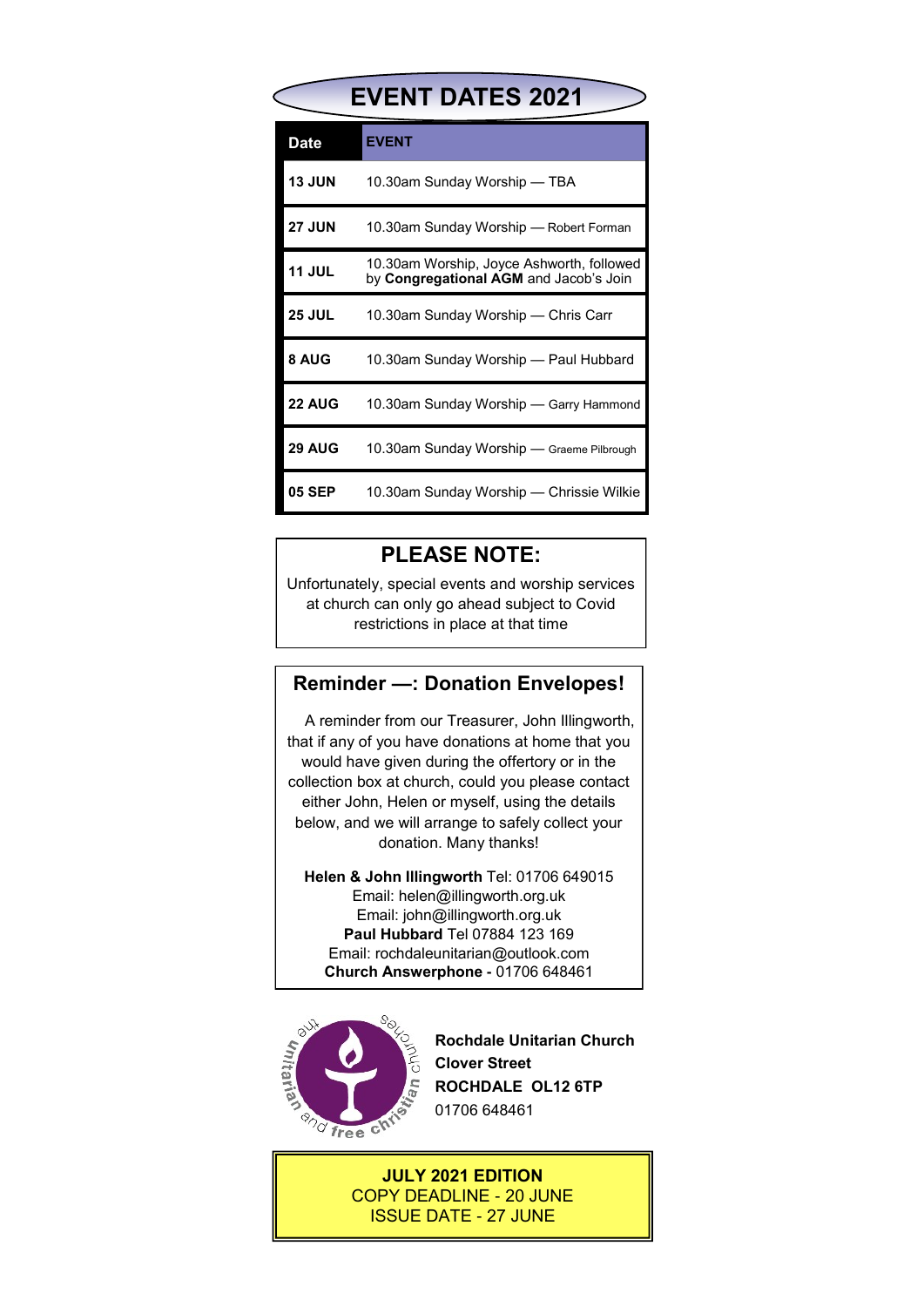# EVENT DATES 2021

| Date | EVENT |
|---|---|
| **13 JUN** | 10.30am Sunday Worship — TBA |
| **27 JUN** | 10.30am Sunday Worship — Robert Forman |
| **11 JUL** | 10.30am Worship, Joyce Ashworth, followed by **Congregational AGM** and Jacob's Join |
| **25 JUL** | 10.30am Sunday Worship — Chris Carr |
| **8 AUG** | 10.30am Sunday Worship — Paul Hubbard |
| **22 AUG** | 10.30am Sunday Worship — Garry Hammond |
| **29 AUG** | 10.30am Sunday Worship — Graeme Pilbrough |
| **05 SEP** | 10.30am Sunday Worship — Chrissie Wilkie |

## PLEASE NOTE:

Unfortunately, special events and worship services at church can only go ahead subject to Covid restrictions in place at that time

## Reminder —: Donation Envelopes!

A reminder from our Treasurer, John Illingworth, that if any of you have donations at home that you would have given during the offertory or in the collection box at church, could you please contact either John, Helen or myself, using the details below, and we will arrange to safely collect your donation. Many thanks!

**Helen & John Illingworth** Tel: 01706 649015
Email: helen@illingworth.org.uk
Email: john@illingworth.org.uk
**Paul Hubbard** Tel 07884 123 169
Email: rochdaleunitarian@outlook.com
**Church Answerphone -** 01706 648461

the unitarian and free christian churches

**Rochdale Unitarian Church**
**Clover Street**
**ROCHDALE OL12 6TP**
01706 648461

**JULY 2021 EDITION**
COPY DEADLINE - 20 JUNE
ISSUE DATE - 27 JUNE